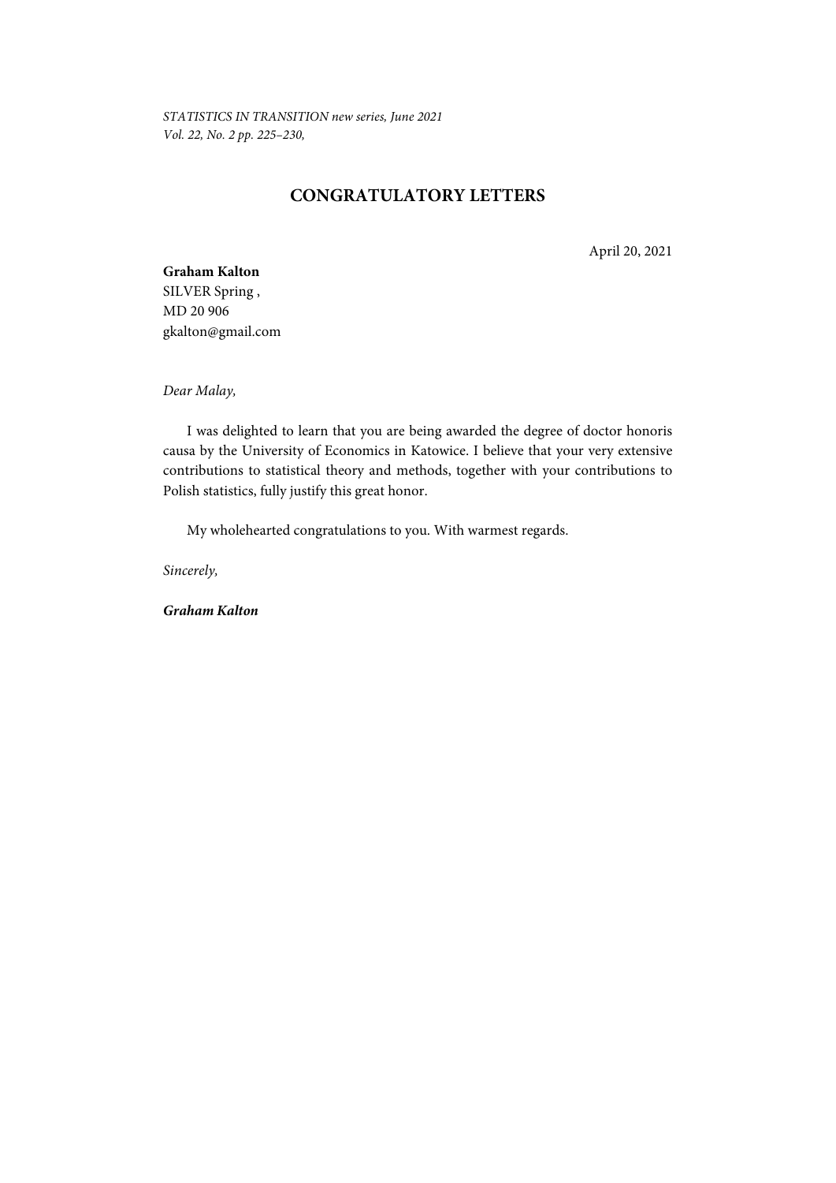# CONGRATULATORY LETTERS

April 20, 2021

**Graham Kalton**
SILVER Spring ,
MD 20 906
gkalton@gmail.com

*Dear Malay,*

I was delighted to learn that you are being awarded the degree of doctor honoris causa by the University of Economics in Katowice. I believe that your very extensive contributions to statistical theory and methods, together with your contributions to Polish statistics, fully justify this great honor.

My wholehearted congratulations to you. With warmest regards.

*Sincerely,*

***Graham Kalton***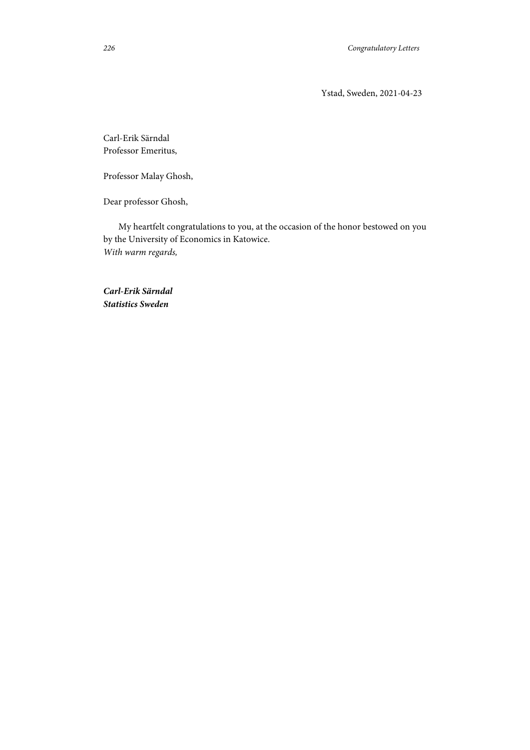Ystad, Sweden, 2021-04-23

Carl-Erik Särndal  
Professor Emeritus,

Professor Malay Ghosh,

Dear professor Ghosh,

My heartfelt congratulations to you, at the occasion of the honor bestowed on you by the University of Economics in Katowice.  
*With warm regards,*

***Carl-Erik Särndal***  
***Statistics Sweden***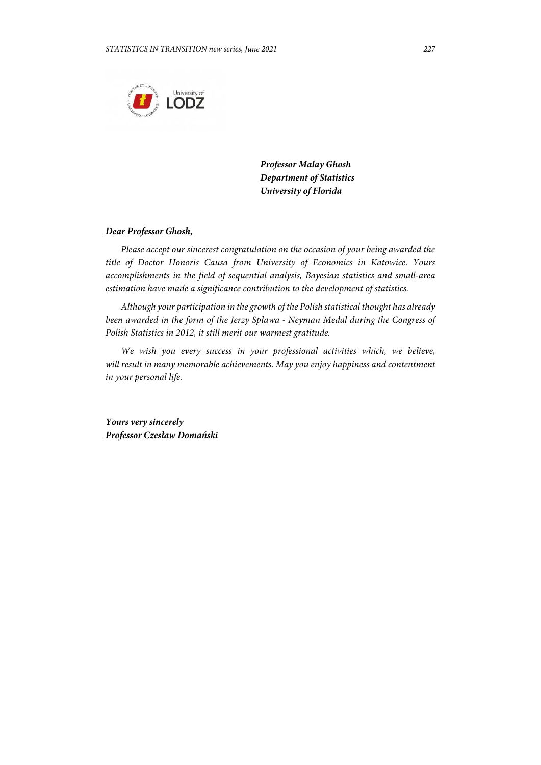***Professor Malay Ghosh***
***Department of Statistics***
***University of Florida***

***Dear Professor Ghosh,***

*Please accept our sincerest congratulation on the occasion of your being awarded the title of Doctor Honoris Causa from University of Economics in Katowice. Yours accomplishments in the field of sequential analysis, Bayesian statistics and small-area estimation have made a significance contribution to the development of statistics.*

*Although your participation in the growth of the Polish statistical thought has already been awarded in the form of the Jerzy Spława - Neyman Medal during the Congress of Polish Statistics in 2012, it still merit our warmest gratitude.*

*We wish you every success in your professional activities which, we believe, will result in many memorable achievements. May you enjoy happiness and contentment in your personal life.*

***Yours very sincerely***
***Professor Czesław Domański***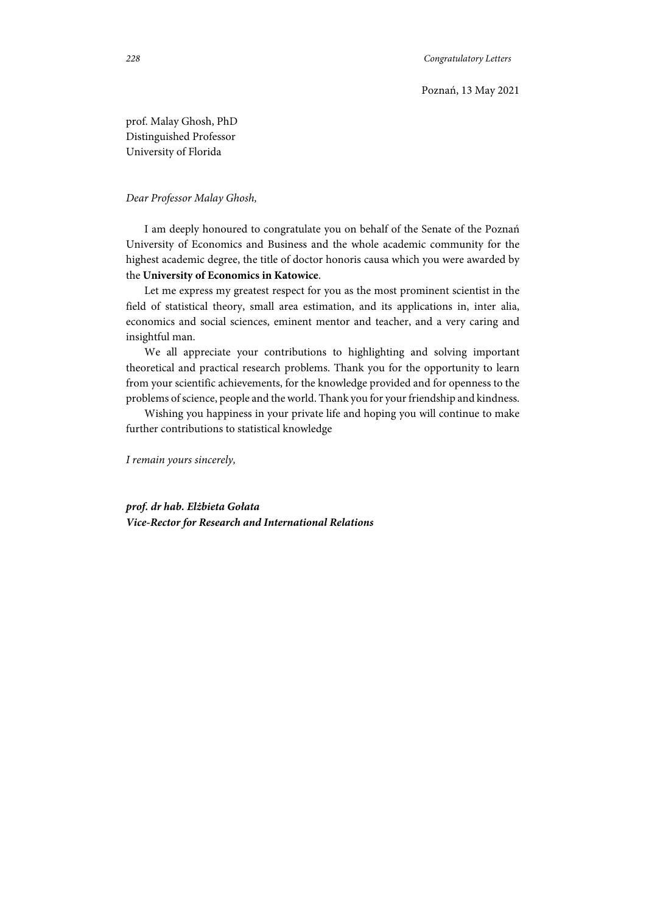Poznań, 13 May 2021

prof. Malay Ghosh, PhD
Distinguished Professor
University of Florida

*Dear Professor Malay Ghosh,*

I am deeply honoured to congratulate you on behalf of the Senate of the Poznań University of Economics and Business and the whole academic community for the highest academic degree, the title of doctor honoris causa which you were awarded by the **University of Economics in Katowice**.

Let me express my greatest respect for you as the most prominent scientist in the field of statistical theory, small area estimation, and its applications in, inter alia, economics and social sciences, eminent mentor and teacher, and a very caring and insightful man.

We all appreciate your contributions to highlighting and solving important theoretical and practical research problems. Thank you for the opportunity to learn from your scientific achievements, for the knowledge provided and for openness to the problems of science, people and the world. Thank you for your friendship and kindness.

Wishing you happiness in your private life and hoping you will continue to make further contributions to statistical knowledge

*I remain yours sincerely,*

***prof. dr hab. Elżbieta Gołata***
***Vice-Rector for Research and International Relations***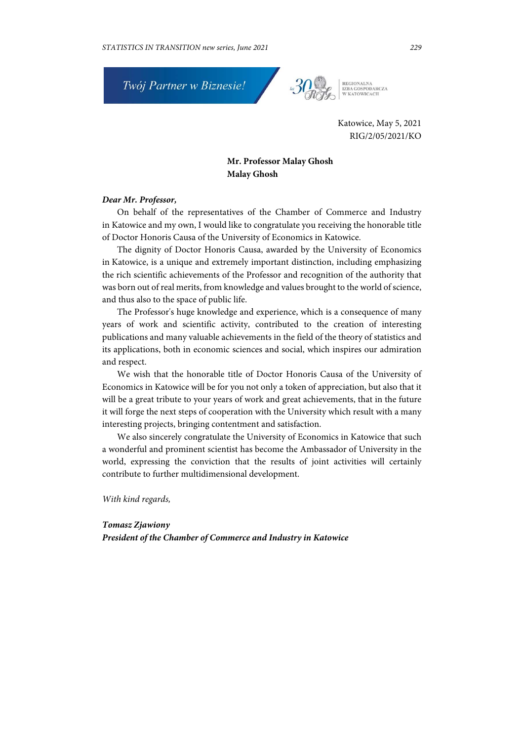Twój Partner w Biznesie!

REGIONALNA IZBA GOSPODARCZA W KATOWICACH

Katowice, May 5, 2021
RIG/2/05/2021/KO

**Mr. Professor Malay Ghosh**
**Malay Ghosh**

***Dear Mr. Professor,***

On behalf of the representatives of the Chamber of Commerce and Industry in Katowice and my own, I would like to congratulate you receiving the honorable title of Doctor Honoris Causa of the University of Economics in Katowice.

The dignity of Doctor Honoris Causa, awarded by the University of Economics in Katowice, is a unique and extremely important distinction, including emphasizing the rich scientific achievements of the Professor and recognition of the authority that was born out of real merits, from knowledge and values brought to the world of science, and thus also to the space of public life.

The Professor's huge knowledge and experience, which is a consequence of many years of work and scientific activity, contributed to the creation of interesting publications and many valuable achievements in the field of the theory of statistics and its applications, both in economic sciences and social, which inspires our admiration and respect.

We wish that the honorable title of Doctor Honoris Causa of the University of Economics in Katowice will be for you not only a token of appreciation, but also that it will be a great tribute to your years of work and great achievements, that in the future it will forge the next steps of cooperation with the University which result with a many interesting projects, bringing contentment and satisfaction.

We also sincerely congratulate the University of Economics in Katowice that such a wonderful and prominent scientist has become the Ambassador of University in the world, expressing the conviction that the results of joint activities will certainly contribute to further multidimensional development.

*With kind regards,*

***Tomasz Zjawiony***
***President of the Chamber of Commerce and Industry in Katowice***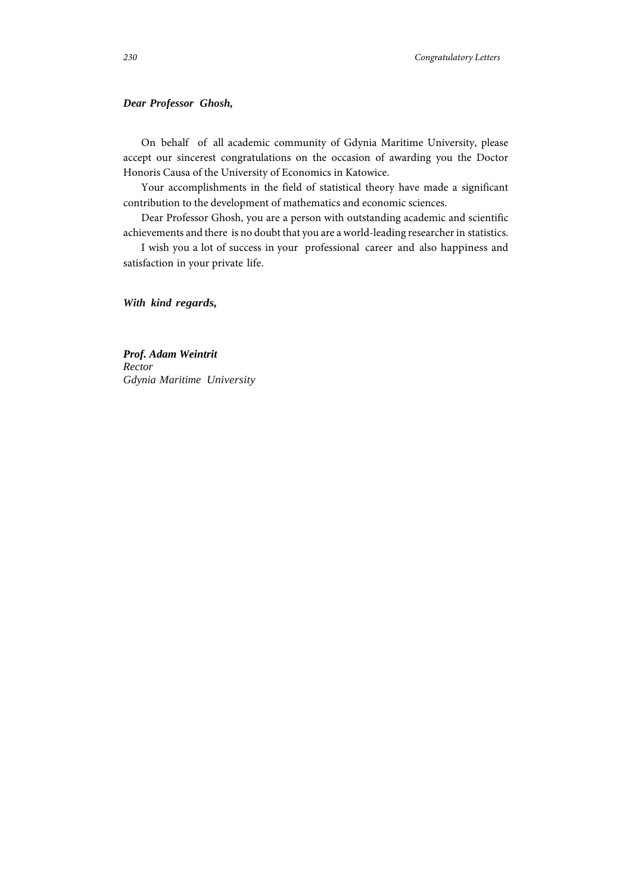***Dear Professor Ghosh,***

On behalf of all academic community of Gdynia Maritime University, please accept our sincerest congratulations on the occasion of awarding you the Doctor Honoris Causa of the University of Economics in Katowice.

Your accomplishments in the field of statistical theory have made a significant contribution to the development of mathematics and economic sciences.

Dear Professor Ghosh, you are a person with outstanding academic and scientific achievements and there is no doubt that you are a world-leading researcher in statistics.

I wish you a lot of success in your professional career and also happiness and satisfaction in your private life.

***With kind regards,***

***Prof. Adam Weintrit***
*Rector*
*Gdynia Maritime University*